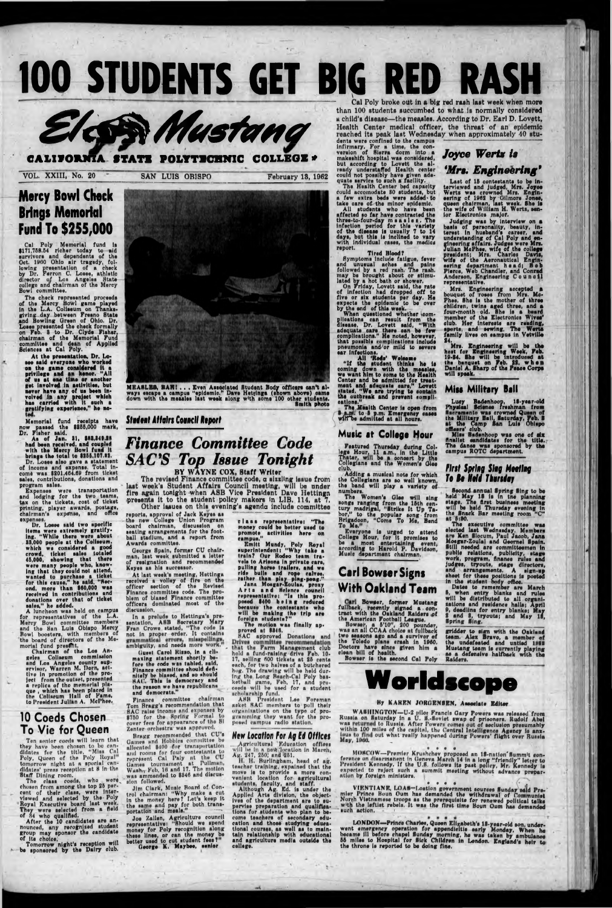# 100 STUDENTS GET BIG RED RASH

El Mustang

CALIFORNIA STATE POLYTECHNIC COLLEGE

VOL. XXIII, No. 20 — SAN LUIS OBISPO — February 13, 1962

Cal Poly broke out in a big red rash last week when more than 100 students succumbed to what is normally considered a child's disease—the measles. According to Dr. Earl D. Lovett, Health Center medical officer, the threat of an epidemic reached its peak last Wednesday when approximately 40 students were confined to the campus infirmary. For a time, the conversion of Sierra dorm into a makeshift hospital was considered, but according to Lovett the already understaffed Health center could not possibly have given adequate service to such a facility.

The Health Center bed capacity could accomodate 30 students, but a few extra beds were added to take care of the minor epidemic.

All students who have been affected so far have contracted the three-to-four-day measles. The infection period for this variety of the disease is usually 7 to 14 days, but this is inclined to vary with individual cases, the medics report.

### Tired Blood?

Symptoms include fatigue, fever and unusual aches and pains followed by a red rash. The rash may be brought about or stimulated by a hot bath or shower.

On Friday, Lovett said, the rate of infection had dropped off to five or six students per day. He expects the epidemic to be over by the end of this week.

When questioned whether complications can result from the disease, Dr. Lovett said, "With adequate care there can be few complications." He noted, however, that possible complications include pneumonia and/or mild to severe ear infections.

### All 'Reds' Welcome

"If the student thinks he is coming down with the measles, we want him to come to the Health Center and be admitted for treatment and adequate care," Lovett stated. "We are trying to contain the outbreak and prevent complications."

The Health Center is open from 8 a.m. to 5 p.m. Emergency cases will be admitted at all hours.

## Mercy Bowl Check Brings Memorial Fund To $255,000

Cal Poly Memorial fund is $171,758.54 richer today to aid survivors and dependents of the Oct. 1960 Ohio air tragedy, following presentation of a check by Dr. Ferron C. Losee, athletic director of Los Angeles State college and chairman of the Mercy Bowl committee.

The check represented proceeds of the Mercy Bowl game played in the L.A. Coliseum on Thanksgiving day between Fresno State and Bowling Green of Ohio. Dr. Losee presented the check formally on Feb. 8 to Dr. Clyde Fisher, chairman of the Memorial Fund committee and dean of Applied Sciences at Cal Poly.

At the presentation, Dr. Losee said everyone who worked on the game considered it a privilege and an honor. "All of us at one time or another get involved in activities, but never have any of us been involved in any project which has carried with it such a gratifying experience," he noted.

Memorial fund receipts have now passed the $255,000 mark, Dr. Fisher said.

As of Jan. 31, $83,349.28 had been received, and coupled with the Mercy Bowl fund it brings the total to $255,107.82.

Dr. Losee also gave a statement of income and expense. Total income was $201,464.59 from ticket sales, contributions, donations and program sales.

Expenses were transportation and lodging for the two teams, tax on the tickets, cost of ticket printing, player awards, postage, chairman's expense, and office expenses.

Dr. Losee said two specific items were extremely gratifying. "While there were about 33,000 people at the Coliseum, which we considered a good crowd, ticket sales totaled 45,000, showing that there were many people who, knowing that they could not attend, wanted to purchase a ticket for this cause," he said. "Second, more than $60,000 was received in contributions and donations over that of ticket sales," he added.

A luncheon was held on campus for representatives of the L.A. Mercy Bowl committee members and the San Luis Obispo Mercy Bowl boosters, with members of the board of directors of the Memorial fund present.

Chairman of the Los Angeles Coliseum commission and Los Angeles county supervisor, Warren M. Dorn, active in promotion of the project from the outset, presented a replica of the memorial plaque, which has been placed in the Coliseum Hall of Fame, to President Julian A. McPhee.

## 10 Coeds Chosen To Vie for Queen

Ten senior coeds will learn that they have been chosen to be candidates for the title, "Miss Cal Poly, Queen of the Poly Royal" tomorrow night at a special candidates' press reception at 8 in the Staff Dining room.

The class coeds, who were chosen from among the top 25 percent of their class, were interviewed and selected by the Poly Royal Executive board last week. They were selected from a field of 84 who qualified.

After the 10 candidates are announced, any recognized student group may sponsor the candidate of its choice.

Tomorrow night's reception will be sponsored by the Dairy club.

MEASLES, BAH! . . . Even Associated Student Body officers can't always escape a campus "epidemic." Dave Hettinga (shown above) came down with the measles last week along with some 100 other students. Smith photo

*Student Affairs Council Report*

## Finance Committee Code SAC'S Top Issue Tonight

BY WAYNE COX, Staff Writer

The revised Finance committee code, a sizzling issue from last week's Student Affairs Council meeting, will be under fire again tonight when ASB Vice President Dave Hettinga presents it to the student policy makers in LIB. 114, at 7.

Other issues on this evening's agenda include committee reports, approval of Jack Keyes as the new College Union Program board chairman, discussion on seating arrangements for the football stadium, and a report from Awards committee.

George Spain, former CU chairman, last week submitted a letter of resignation and recommended Keyes as his successor.

At last week's meeting, Hettinga received a volley of fire on the officer section of the Revised Finance committee code. The problem of biased Finance committee officers dominated most of the discussion.

In a prelude to Hettinga's presentation, ASB Secretary Mary Fran Crowe stated, "The code is not in proper order. It contains grammatical errors, misspellings, ambiguity, and needs more work."

Guest Carol Risso, in a summing statement shortly before the code was tabled, said, "Finance committee should definitely be biased, and so should SAC. This is democracy and the reason we have republicans and democrats."

Finance committee chairman Tom Bragg's recommendation that SAC raise income and expenses by $750 for the Spring Formal to cover fees for appearance of the Si Zentner orchestra was approved.

Bragg recommended that CU's Games and Hobbies committee be allocated $400 for transportation and rooms for four contestants to represent Cal Poly at the CU Games tournament at Pullman, Wash., Feb. 16 and 17. The motion was ammended to $346 and discussion followed.

Jim Clark, Music Board of Control chairman: "Why make a cut in the money here? Let's keep it the same and pay for both transportation and meals."

Joe Zallen, Agriculture council representative: "Should we spend money for Poly recognition along these lines, or can the money be better used to cut student fees?"

George K. Maybee, senior class representative: "The money could be better used to promote activities here on campus."

Emitt Mundy, Poly Royal superintendent: "Why take a train? Our Rodeo team travels to Arizona in private cars, pulling horse trailers, and we ride bulls and rope calves, rather than play ping-pong."

Jana Moegar-Koulas, proxy Arts and Science council representative: "Is this proposed $400 being reduced because the contestants who will be making the trip are foreign students?"

The motion was finally approved at $346.

SAC approved Donations and Drives committee recommendation that the Farm Management club hold a fund-raising drive Feb. 10-17, selling 600 tickets at 25 cents each, for two halves of a butchered hog. The drawing will be held during the Long Beach-Cal Poly basketball game, Feb. 17, and proceeds will be used for a student scholarship fund.

ASB President Lee Foreman asked SAC members to poll their organizations on the type of programming they want for the proposed campus radio station.

### New Location For Ag Ed Offices

Agricultural Education offices will be in a new location in March, Ag. 247, 250, and 251.

H. H. Burlingham, head of agriculture teacher training, explained that the move is to provide a more convenient location for agricultural students, faculty, and staff.

Although Ag. Ed. is under the Applied Arts division, the objectives of the department are to supervise preparation and qualifications for students who plan to become teachers of secondary education and those studying educational courses, as well as to maintain relationship with educational and agriculture media outside the college.

## Joyce Werts is 'Mrs. Engineering'

Last of 15 contestants to be interviewed and judged, Mrs. Joyce Werts was crowned Mrs. Engineering of 1962 by Gilmore Jones, queen chairman, last week. She is the wife of William H. Werts, senior Electronics major.

Judging was by interview on a basis of personality, beauty, interest in husband's career, and understanding of Cal Poly and engineering affairs. Judges were Mrs. Julian McPhee, wife of the college president; Mrs. Charles Davis, wife of the Aeronautical Engineering department head; Bob Pierce, Web Chandler, and Conrad Anderson, Engineering Council representative.

Mrs. Engineering accepted a bouquet of roses from Mrs. McPhee. She is the mother of three children, twins aged three, and a four-month old. She is a board member of the Electronics Wives' club. Her interests are reading, sports, and sewing. The Werts family lives on campus in Vetville 24.

Mrs. Engineering will be the host for Engineering Week, Feb. 19-24. She will be introduced at the banquet on Feb. 23, when Daniel A. Sharp of the Peace Corps will speak.

## Miss Military Ball

Lucy Badenhoop, 18-year-old Physical Science freshman from Sacramento was crowned Queen of the Military Ball, Saturday, Feb. 3 at the Camp San Luis Obispo officers' club.

Miss Badenhoop was one of six finalist candidates for the title. The dance was sponsored by the campus ROTC department.

## Music at College Hour

Featured Thursday during College Hour, 11 a.m., in the Little Theater, will be a concert by the Collegians and the Women's Glee club.

Adding a musical note for which the Collegians are so well known, the band will play a variety of numbers.

The Women's Glee will sing songs ranging from the 15th century madrigal, "Strike It Up Tabor," to the popular song from Brigadoon, "Come To Me, Bend To Me."

Everyone is urged to attend College Hour, for it promises to be a most entertaining event, according to Harold P. Davidson, Music department chairman.

## First Spring Sing Meeting To Be Held Thursday

Second annual Spring Sing to be held May 18 is in the planning stage. The first business meeting will be held Thursday evening in the Snack Bar meeting room "C" at 6:30.

The executive committee was elected last Wednesday. Members are Ken Slocum, Paul Jacob, Jana Moegar-Koulas and Conrad Spain. Still needed are committeemen in public relations, publicity, stage work, program, finance rules and judges, tryouts, stage directors, and arrangements. A sign-up sheet for these positions is posted in the student body office.

Dates to remember are March 5, when entry blanks and rules will be distributed to all organizations and residence halls; April 2, deadline for entry blanks; May 2 and 3, tryouts; and May 18, Spring Sing.

## Carl Bowser Signs With Oakland Team

Carl Bowser, former Mustang fullback, recently signed a contract with the Oakland Raiders of the American Football League.

Bowser, a 5'10", 200 pounder, was an all CCAA choice at fullback two seasons ago and a survivor of the Toledo plane crash in 1960. Doctors have since given him a clean bill of health.

Bowser is the second Cal Poly gridder to sign with the Oakland team. Alex Bravo, a member of the undefeated and untied 1953 Mustang team is currently playing as a defensive halfback with the Raiders.

# Worldscope

By KAREN JORGENSEN, Associate Editor

WASHINGTON—U-2 pilot Francis Gary Powers was released from Russia on Saturday in a U. S.-Soviet swap of prisoners. Rudolf Abel was returned to Russia. After Powers comes out of seclusion presumably within 100 miles of the capital, the Central Intelligence Agency is anxious to find out what really happened during Powers' flight over Russia May, 1960.

\* \* \*

MOSCOW—Premier Krushchev proposed an 18-nation summit conference on disarmament in Geneva March 14 in a long "friendly" letter to President Kennedy. If the U.S. follows its past policy, Mr. Kennedy is expected to reject such a summit meeting without advance preparation by foreign ministers.

\* \* \*

VIENTIANE, LAOS—Loation government sources Sunday said Premier Prince Boun Oum has demanded the withdrawal of Communist North Vietnamese troops as the prerequisite for renewed political talks with the leftist rebels. It was the first time Boun Oum has demanded such action.

\* \* \*

LONDON—Prince Charles, Queen Elizabeth's 13-year-old son, underwent emergency operation for appendicitis early Monday. When he became ill before chapel Sunday morning, he was taken by ambulance 35 miles to Hospital for Sick Children in London. England's heir to the throne is reported to be doing fine.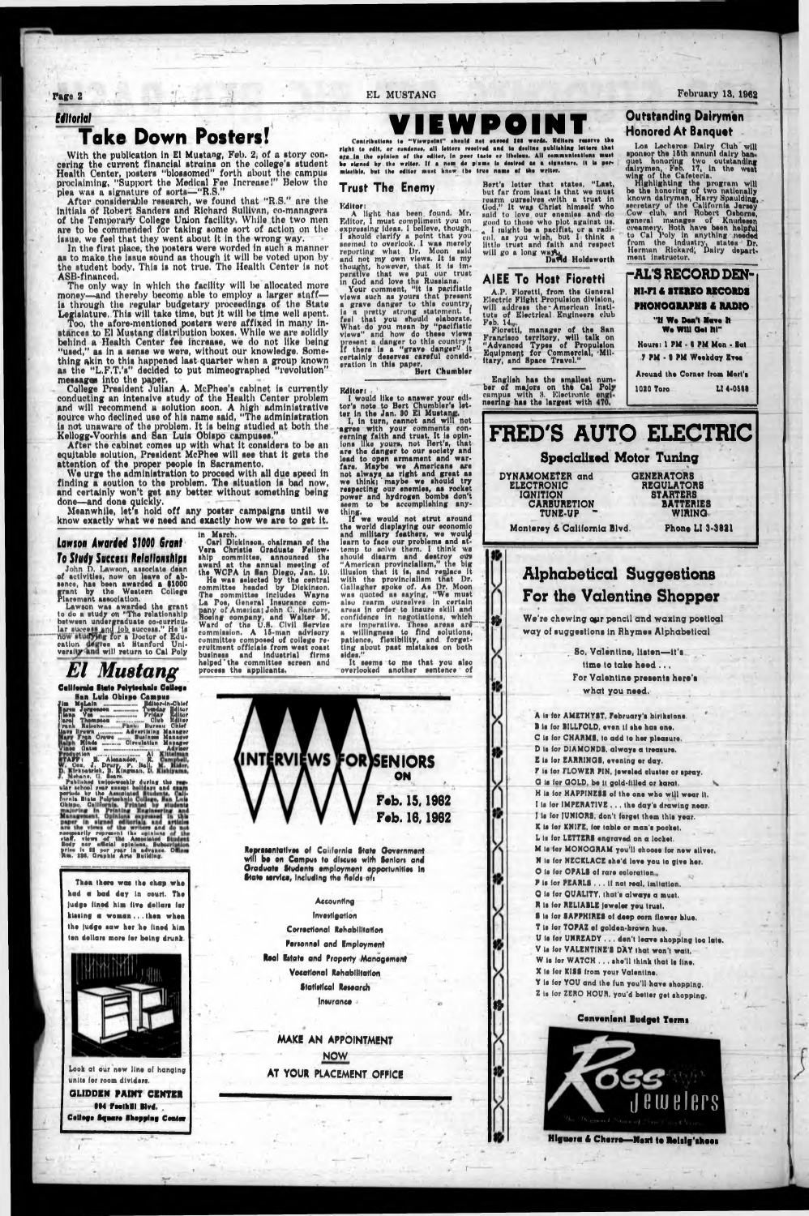## Editorial

# Take Down Posters!

With the publication in El Mustang, Feb. 2, of a story concerning the current financial strains on the college's student Health Center, posters "blossomed" forth about the campus proclaiming, "Support the Medical Fee Increase!" Below the plea was a signature of sorts—"R.S."

After considerable research, we found that "R.S." are the initials of Robert Sanders and Richard Sullivan, co-managers of the Temporary College Union facility. While the two men are to be commended for taking some sort of action on the issue, we feel that they went about it in the wrong way.

In the first place, the posters were worded in such a manner as to make the issue sound as though it will be voted upon by the student body. This is not true. The Health Center is not ASB-financed.

The only way in which the facility will be allocated more money—and thereby become able to employ a larger staff—is through the regular budgetary proceedings of the State Legislature. This will take time, but it will be time well spent.

Too, the afore-mentioned posters were affixed in many instances to El Mustang distribution boxes. While we are solidly behind a Health Center fee increase, we do not like being "used," as in a sense we were, without our knowledge. Something akin to this happened last quarter when a group known as the "L.F.T.'s" decided to put mimeographed "revolution" messages into the paper.

College President Julian A. McPhee's cabinet is currently conducting an intensive study of the Health Center problem and will recommend a solution soon. A high administrative source who declined use of his name said, "The administration is not unaware of the problem. It is being studied at both the Kellogg-Voorhis and San Luis Obispo campuses."

After the cabinet comes up with what it considers to be an equitable solution, President McPhee will see that it gets the attention of the proper people in Sacramento.

We urge the administration to proceed with all due speed in finding a soution to the problem. The situation is bad now, and certainly won't get any better without something being done—and done quickly.

Meanwhile, let's hold off any poster campaigns until we know exactly what we need and exactly how we are to get it.

## Lawson Awarded $1000 Grant To Study Success Relationships

John D. Lawson, associate dean of activities, now on leave of absence, has been awarded a $1000 grant by the Western College Placement association.

Lawson was awarded the grant to do a study on "The relationship between undergraduate co-curricular success and job success." He is now studying for a Doctor of Education degree at Stanford University and will return to Cal Poly in March.

Carl Dickinson, chairman of the Vera Christie Graduate Fellowship committee, announced the award at the annual meeting of the WCPA in San Diego, Jan. 19.

He was selected by the central committee headed by Dickinson. The committee includes Wayne La Poe, General Insurance company of America; John C. Sanders, Boeing company, and Walter M. Ward of the U.S. Civil Service commission. A 15-man advisory committee composed of college recruitment officials from west coast business and industrial firms helped the committee screen and process the applicants.

# El Mustang

**California State Polytechnic College**
**San Luis Obispo Campus**

Jim McLain ........ Editor-in-Chief
Karen Jorgensen ........ Tuesday Editor
Dave Vis ........ Friday Editor
Carol Thompson ........ Club Editor
Frank Raischa ........ Photo Bureau Chief
Dave Brown ........ Advertising Manager
Mary Faye Crowe ........ Business Manager
Ralph Minde ........ Circulation Manager
Ross Oates ........ Advisor
Production ........ A. Kitselman

STAFF: R. Alexander, M. Campbell, W. Cox, J. Drury, P. Ball, M. Rider, B. Kirkpatrick, B. Kingman, D. Kishiyama, L. Mohans, G. Sears.

Published twice-weekly during the regular school year except holidays and exam periods by the Associated Students, California State Polytechnic College, San Luis Obispo, California. Printed by students majoring in Printing Engineering and Management. Opinions expressed in this paper in signed editorials and articles are the views of the writers and do not necessarily represent the opinions of the staff, views of the Associated Student Body nor official opinions. Subscription price is $3 per year in advance. Office Rm. 226, Graphic Arts Building.

---

Then there was the chap who had a bad day in court. The judge fined him five dollars for kissing a woman . . . then when the judge saw her he fined him ten dollars more for being drunk.

Look at our new line of hanging units for room dividers.

**GLIDDEN PAINT CENTER**
894 Foothill Blvd.
College Square Shopping Center

---

# VIEWPOINT

Contributions to "Viewpoint" should not exceed 200 words. Editors reserve the right to edit, or condense, all letters received and to decline publishing letters that are, in the opinion of the editor, in poor taste or libelous. All communications must be signed by the writer. If a nom de plume is desired as a signature, it is permissible, but the editor must know the true name of the writer.

### Trust The Enemy

Editor:

A light has been found. Mr. Editor, I must compliment you on expressing ideas. I believe, though, I should clarify a point that you seemed to overlook. I was merely reporting what Dr. Moon said and not my own views. It is my thought, however, that it is imperative that we put our trust in God and love the Russians.

Your comment, "it is pacifistic views such as yours that present a grave danger to this country," is a pretty strong statement. I feel that you should elaborate. What do you mean by "pacifistic views" and how do these views present a danger to this country? If there is a "grave danger" it certainly deserves careful consideration in this paper.

Bert Chumbler

Editor:

I would like to answer your editor's note to Bert Chumbler's letter in the Jan. 30 El Mustang.

I, in turn, cannot and will not agree with your comments concerning faith and trust. It is opinions like yours, not Bert's, that are the danger to our society and lead to open armament and warfare. Maybe we Americans are not always as right and great as we think; maybe we should try respecting our enemies, as rocket power and hydrogen bombs don't seem to be accomplishing anything.

If we would not strut around the world displaying our economic and military feathers, we would learn to face our problems and attemp to solve them. I think we should disarm and destroy our "American provincialism," the big illusion that it is, and replace it with the provincialism that Dr. Gallagher spoke of. As Dr. Moon was quoted as saying, "We must also rearm ourselves in certain areas in order to insure skill and confidence in negotiations, which are imperative. These areas are a willingness to find solutions, patience, flexibility, and forgetting about past mistakes on both sides."

It seems to me that you also overlooked another sentence of Bert's letter that states, "Last, but far from least is that we must rearm ourselves with a trust in God." It was Christ himself who said to love our enemies and do good to those who plot against us.

I might be a pacifist, or a radical, as you wish, but I think a little trust and faith and respect will go a long way.

David Holdsworth

### AIEE To Host Fioretti

A.P. Fioretti, from the General Electric Flight Propulsion division, will address the American Institute of Electrical Engineers club Feb. 14.

Fioretti, manager of the San Francisco territory, will talk on "Advanced Types of Propulsion Equipment for Commercial, Military, and Space Travel."

English has the smallest number of majors on the Cal Poly campus with 3. Electronic engineering has the largest with 470.

---

# INTERVIEWS FOR SENIORS

ON

**Feb. 15, 1962**
**Feb. 16, 1962**

Representatives of California State Government will be on Campus to discuss with Seniors and Graduate Students employment opportunities in State service, including the fields of:

Accounting
Investigation
Correctional Rehabilitation
Personnel and Employment
Real Estate and Property Management
Vocational Rehabilitation
Statistical Research
Insurance

MAKE AN APPOINTMENT
NOW
AT YOUR PLACEMENT OFFICE

---

## Outstanding Dairymen Honored At Banquet

Los Lecheros Dairy Club will sponsor the 15th annual dairy banquet honoring two outstanding dairymen, Feb. 17, in the west wing of the Cafeteria.

Highlighting the program will be the honoring of two nationally known dairymen, Harry Spaulding, secretary of the California Jersey Cow club, and Robert Osborne, general manager of Knudsen creamery. Both have been helpful to Cal Poly in anything needed from the industry, states Dr. Herman Rickard, Dairy department instructor.

---

**AL'S RECORD DEN**
HI-FI & STEREO RECORDS
PHONOGRAPHS & RADIO
"If We Don't Have It We Will Get It!"
Hours: 1 PM - 6 PM Mon - Sat
7 PM - 9 PM Weekday Eves
Around the Corner from Mert's
1020 Toro LI 4-0588

---

# FRED'S AUTO ELECTRIC

Specialized Motor Tuning

| | |
|---|---|
| DYNAMOMETER and ELECTRONIC | GENERATORS |
| IGNITION | REGULATORS |
| CARBURETION | STARTERS |
| TUNE-UP | BATTERIES |
| | WIRING |

Monterey & California Blvd. Phone LI 3-3821

---

# Alphabetical Suggestions For the Valentine Shopper

We're chewing our pencil and waxing poetical way of suggestions in Rhymes Alphabetical

So, Valentine, listen—it's
time to take heed . . .
For Valentine presents here's
what you need.

A is for AMETHYST, February's birthstone.
B is for BILLFOLD, even if she has one.
C is for CHARMS, to add to her pleasure.
D is for DIAMONDS, always a treasure.
E is for EARRINGS, evening or day.
F is for FLOWER PIN, jeweled cluster or spray.
G is for GOLD, be it gold-filled or karat.
H is for HAPPINESS of the one who will wear it.
I is for IMPERATIVE . . . the day's drawing near.
J is for JUNIORS, don't forget them this year.
K is for KNIFE, for table or man's pocket.
L is for LETTERS engraved on a locket.
M is for MONOGRAM you'll choose for new silver.
N is for NECKLACE she'd love you to give her.
O is for OPALS of rare coloration.
P is for PEARLS . . . if not real, imitation.
Q is for QUALITY, that's always a must.
R is for RELIABLE jeweler you trust.
S is for SAPPHIRES of deep corn flower blue.
T is for TOPAZ of golden-brown hue.
U is for UNREADY . . . don't leave shopping too late.
V is for VALENTINE'S DAY that won't wait.
W is for WATCH . . . she'll think that is fine.
X is for KISS from your Valentine.
Y is for YOU and the fun you'll have shopping.
Z is for ZERO HOUR, you'd better get shopping.

Convenient Budget Terms

Ross Jewelers

Higuera & Chorro—Next to Reisig'shoes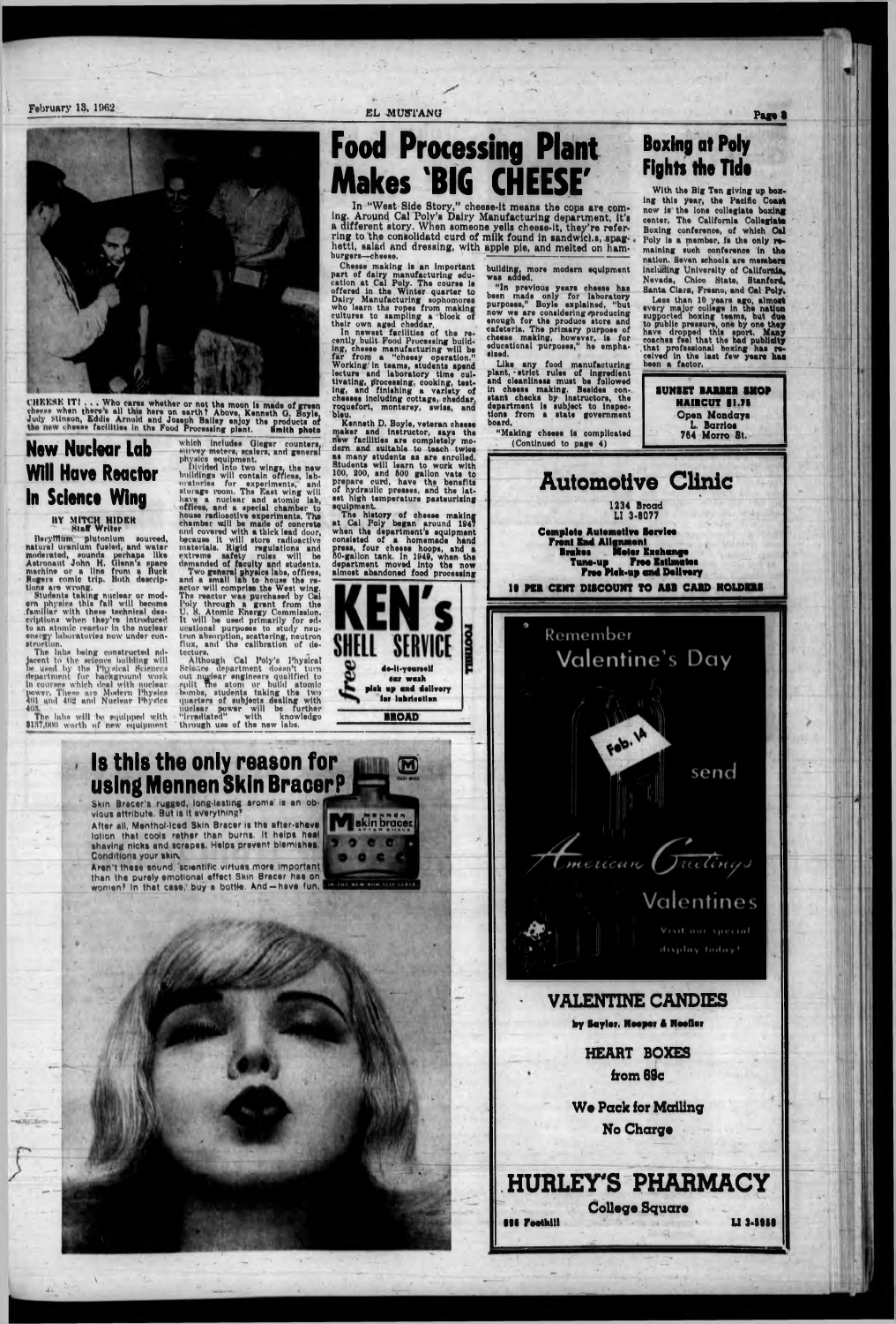CHEESE IT! . . . Who cares whether or not the moon is made of green cheese when there's all this here on earth? Above, Kenneth G. Boyle, Judy Stinson, Eddie Arnold and Joseph Bailey enjoy the products of the new cheese facilities in the Food Processing plant. Smith photo

## New Nuclear Lab Will Have Reactor In Science Wing

BY MITCH RIDER
Staff Writer

Beryllium plutonium sourced, natural uranium fueled, and water moderated, sounds perhaps like Astronaut John H. Glenn's space machine or a line from a Buck Rogers comic trip. Both descriptions are wrong.

Students taking nuclear or modern physics this fall will become familiar with these technical descriptions when they're introduced to an atomic reactor in the nuclear energy laboratories now under construction.

The labs being constructed adjacent to the science building will be used by the Physical Sciences department for background work in courses which deal with nuclear power. These are Modern Physics 401 and 402 and Nuclear Physics 403.

The labs will be equipped with $137,000 worth of new equipment which includes Gieger counters, survey meters, scalers, and general physics equipment.

Divided into two wings, the new buildings will contain offices, laboratories for experiments, and storage room. The East wing will have a nuclear and atomic lab, offices, and a special chamber to house radioactive experiments. The chamber will be made of concrete and covered with a thick lead door, because it will store radioactive materials. Rigid regulations and extreme safety rules will be demanded of faculty and students.

Two general physics labs, offices, and a small lab to house the reactor will comprise the West wing. The reactor was purchased by Cal Poly through a grant from the U. S. Atomic Energy Commission. It will be used primarily for educational purposes to study neutron absorption, scattering, neutron flux, and the calibration of detectors.

Although Cal Poly's Physical Science department doesn't turn out nuclear engineers qualified to split the atom or build atomic bombs, students taking the two quarters of subjects dealing with nuclear power will be further "irradiated" with knowledge through use of the new labs.

# Food Processing Plant Makes 'BIG CHEESE'

In "West Side Story," cheese-it means the cops are coming. Around Cal Poly's Dairy Manufacturing department, it's a different story. When someone yells cheese-it, they're referring to the consolidatd curd of milk found in sandwiches, spaghetti, salad and dressing, with apple pie, and melted on hamburgers—cheese.

Cheese making is an important part of dairy manufacturing education at Cal Poly. The course is offered in the Winter quarter to Dairy Manufacturing sophomores who learn the ropes from making cultures to sampling a block of their own aged cheddar.

In newest facilities of the recently built Food Processing building, cheese manufacturing will be far from a "cheesy operation." Working in teams, students spend lecture and laboratory time cultivating, processing, cooking, testing, and finishing a variety of cheeses including cottage, cheddar, roquefort, monterey, swiss, and bleu.

Kenneth D. Boyle, veteran cheese maker and instructor, says the new facilities are completely modern and suitable to teach twice as many students as are enrolled. Students will learn to work with 100, 200, and 500 gallon vats to prepare curd, have the benefits of hydraulic presses, and the latest high temperature pasteurizing equipment.

The history of cheese making at Cal Poly began around 1947 when the department's equipment consisted of a homemade hand press, four cheese hoops, and a 50-gallon tank. In 1949, when the department moved into the now almost abandoned food processing building, more modern equipment was added.

"In previous years cheese has been made only for laboratory purposes," Boyle explained, "but now we are considering producing enough for the produce store and cafeteria. The primary purpose of cheese making, however, is for educational purposes," he emphasized.

Like any food manufacturing plant, strict rules of ingredient and cleanliness must be followed in cheese making. Besides constant checks by instructors, the department is subject to inspections from a state government board.

"Making cheese is complicated
(Continued to page 4)

## Boxing at Poly Fights the Tide

With the Big Ten giving up boxing this year, the Pacific Coast now is the lone collegiate boxing center. The California Collegiate Boxing conference, of which Cal Poly is a member, is the only remaining such conference in the nation. Seven schools are members including University of California, Nevada, Chico State, Stanford, Santa Clara, Fresno, and Cal Poly.

Less than 10 years ago, almost every major college in the nation supported boxing teams, but due to public pressure, one by one they have dropped this sport. Many coaches feel that the bad publicity that professional boxing has received in the last few years has been a factor.

**SUNSET BARBER SHOP**
HAIRCUT $1.75
Open Mondays
L. Barrios
764 Morro St.

**KEN'S SHELL SERVICE**
free do-it-yourself car wash
pick up and delivery for lubrication
BROAD
FOOTHILL

# Automotive Clinic

1234 Broad
LI 3-8077

**Complete Automotive Service**
**Front End Alignment**
**Brakes — Motor Exchange**
**Tune-up — Free Estimates**
**Free Pick-up and Delivery**

**10 PER CENT DISCOUNT TO ASB CARD HOLDERS**

## Is this the only reason for using Mennen Skin Bracer?

Skin Bracer's rugged, long-lasting aroma is an obvious attribute. But is it everything?

After all, Menthol-Iced Skin Bracer is the after-shave lotion that cools rather than burns. It helps heal shaving nicks and scrapes. Helps prevent blemishes. Conditions your skin.

Aren't these sound, scientific virtues more important than the purely emotional effect Skin Bracer has on women? In that case, buy a bottle. And—have fun.

Remember Valentine's Day

Feb. 14

send American Greetings Valentines

Visit our special display today!

## VALENTINE CANDIES

by Sayler, Hooper & Moeller

HEART BOXES from 69c

We Pack for Mailing
No Charge

# HURLEY'S PHARMACY

College Square

888 Foothill — LI 3-5950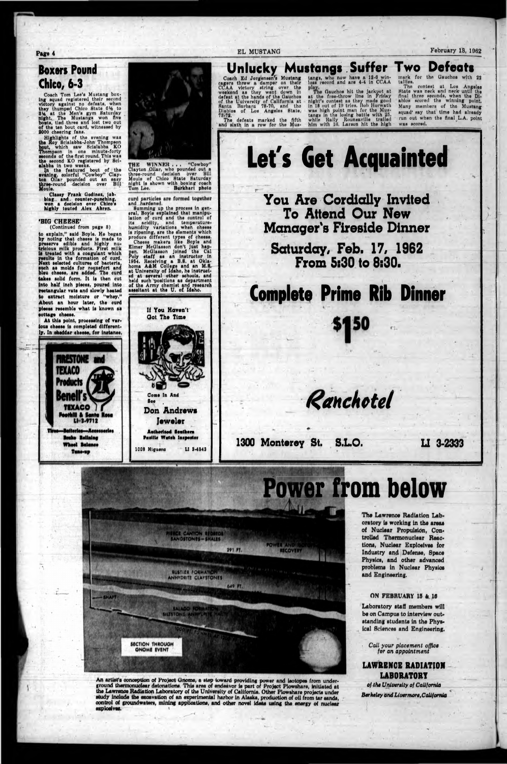## Boxers Pound Chico, 6-3

Coach Tom Lee's Mustang boxing squad registered their second victory against no defeats, when they thumped Chico State 6½ to 2½ at the Men's gym Saturday night. The Mustangs won five bouts, tied three and lost two out of the ten bout card, witnessed by 2000 cheering fans.

Highlights of the evening was the Roy Scialabba-John Thompson bout, which saw Scialabba KO Thompson in one minute-forty seconds of the first round. This was the second KO registered by Scialabba in two weeks.

In the featured bout of the evening, colorful "Cowboy" Clayton Ollar pounded out an easy three-round decision over Bill Moule.

Classy Frank Godinez, jabbing and counter-punching, won a decision over Chico's highly touted Alex Abren.

THE WINNER . . . "Cowboy" Clayton Ollar, who pounded out a three-round decision over Bill Moule of Chico State Saturday night is shown with boxing coach Tom Lee. Burkhart photo

### 'BIG CHEESE'

(Continued from page 3)

to explain," said Boyle. He began by noting that cheese is made to preserve edible and highly nutricious milk products. First milk is treated with a coagulant which results in the formation of curd. Next selected cultures of bacteria, such as molds for roquefort and bleu cheese, are added. The curd takes solid form. It is then cut into half inch pieces, poured into rectangular vats and slowly heated to extract moisture or "whey." About an hour later, the curd pieces resemble what is known as cottage cheese.

At this point, processing of various cheese is completed differently. In cheddar cheese, for instance, curd particles are formed together and hardened.

Summing up the process in general, Boyle explained that manipulation of curd and the control of its acidity, and temperature-humidity variations when cheese is ripening, are the elements which produce different types of cheese.

Cheese makers like Boyle and Elmer McGlasson don't just happen. McGlasson joined the Cal Poly staff as an instructor in 1954. Receiving a B.S. at Oklahoma A&M College and an M.S. at University of Idaho, he instructed at several other schools, and held such positions as department of the Army chemist and research assistant at the U. of Idaho.

FIRESTONE and TEXACO Products
Benell's TEXACO
Foothill & Santa Rosa LI-3-9712
Tires—Batteries—Accessories
Brake Relining
Wheel Balance
Tune-up

If You Haven't Got The Time
Come In And See
Don Andrews Jeweler
Authorized Southern Pacific Watch Inspector
1009 Higuera LI 3-4543

## Unlucky Mustangs Suffer Two Defeats

Coach Ed Jorgensen's Mustang cagers threw a damper on their CCAA victory string over the weekend as they went down in defeat at the hands of the Gauchos of the University of California at Santa Barbara 78-70, and the Diablos of Los Angeles State, 73-72.

The defeats marked the fifth and sixth in a row for the Mustangs, who now have a 12-6 win-loss record and are 4-4 in CCAA play.

The Gauchos hit the jackpot at at the free-throw line in Friday night's contest as they made good in 18 out of 19 tries. Bob Horwath was high point man for the Mustangs in the losing battle with 25, while Rally Rounsaville trailed him with 16. Larson hit the high mark for the Gauchos with 22 tallies.

The contest at Los Angeles State was neck and neck until the final three seconds, when the Diablos scored the winning point. Many members of the Mustang squad say that time had already run out when the final L.A. point was scored.

# Let's Get Acquainted

**You Are Cordially Invited To Attend Our New Manager's Fireside Dinner**

**Saturday, Feb. 17, 1962 From 5:30 to 8:30.**

# Complete Prime Rib Dinner

**$1.50**

*Ranchotel*

1300 Monterey St. S.L.O. LI 3-2333

# Power from below

PIERCE CANYON REDBEDS SANDSTONES—SHALES
291 FT.
POWER AND ISOTOPE RECOVERY
RUSTLER FORMATION ANHYDRITE CLAYSTONES
649 FT.
SHAFT
SALADO FORMATION SILTSTONE, ANHYDRITE, HALITE
1000 FT. TUNNEL AT 1200 FT.
SECTION THROUGH GNOME EVENT

An artist's conception of Project Gnome, a step toward providing power and isotopes from underground thermonuclear detonations. This area of endeavor is part of Project Plowshare, initiated at the Lawrence Radiation Laboratory of the University of California. Other Plowshare projects under study include the excavation of an experimental harbor in Alaska, production of oil from tar sands, control of groundwaters, mining applications, and other novel ideas using the energy of nuclear explosives.

The Lawrence Radiation Laboratory is working in the areas of Nuclear Propulsion, Controlled Thermonuclear Reactions, Nuclear Explosives for Industry and Defense, Space Physics, and other advanced problems in Nuclear Physics and Engineering.

**ON FEBRUARY 15 & 16**

Laboratory staff members will be on Campus to interview outstanding students in the Physical Sciences and Engineering.

*Call your placement office for an appointment*

**LAWRENCE RADIATION LABORATORY**

*of the University of California*

*Berkeley and Livermore, California*